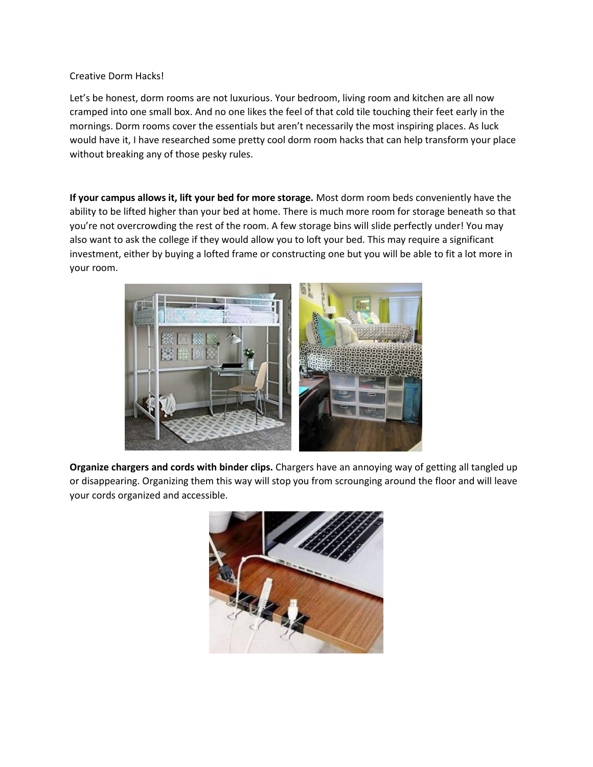Creative Dorm Hacks!

Let's be honest, dorm rooms are not luxurious. Your bedroom, living room and kitchen are all now cramped into one small box. And no one likes the feel of that cold tile touching their feet early in the mornings. Dorm rooms cover the essentials but aren't necessarily the most inspiring places. As luck would have it, I have researched some pretty cool dorm room hacks that can help transform your place without breaking any of those pesky rules.

**If your campus allows it, lift your bed for more storage.** Most dorm room beds conveniently have the ability to be lifted higher than your bed at home. There is much more room for storage beneath so that you're not overcrowding the rest of the room. A few storage bins will slide perfectly under! You may also want to ask the college if they would allow you to loft your bed. This may require a significant investment, either by buying a lofted frame or constructing one but you will be able to fit a lot more in your room.

**Organize chargers and cords with binder clips.** Chargers have an annoying way of getting all tangled up or disappearing. Organizing them this way will stop you from scrounging around the floor and will leave your cords organized and accessible.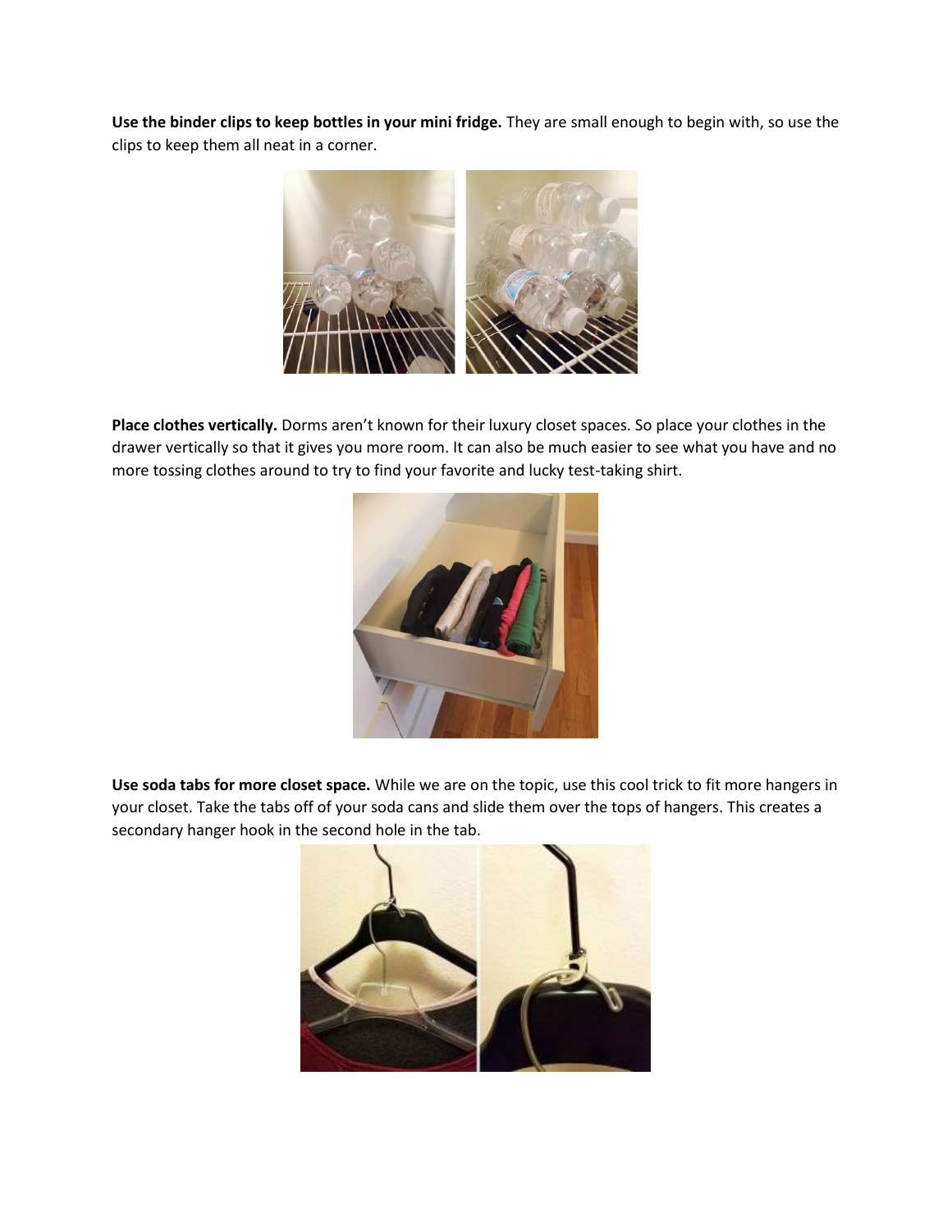**Use the binder clips to keep bottles in your mini fridge.** They are small enough to begin with, so use the clips to keep them all neat in a corner.

**Place clothes vertically.** Dorms aren't known for their luxury closet spaces. So place your clothes in the drawer vertically so that it gives you more room. It can also be much easier to see what you have and no more tossing clothes around to try to find your favorite and lucky test-taking shirt.

**Use soda tabs for more closet space.** While we are on the topic, use this cool trick to fit more hangers in your closet. Take the tabs off of your soda cans and slide them over the tops of hangers. This creates a secondary hanger hook in the second hole in the tab.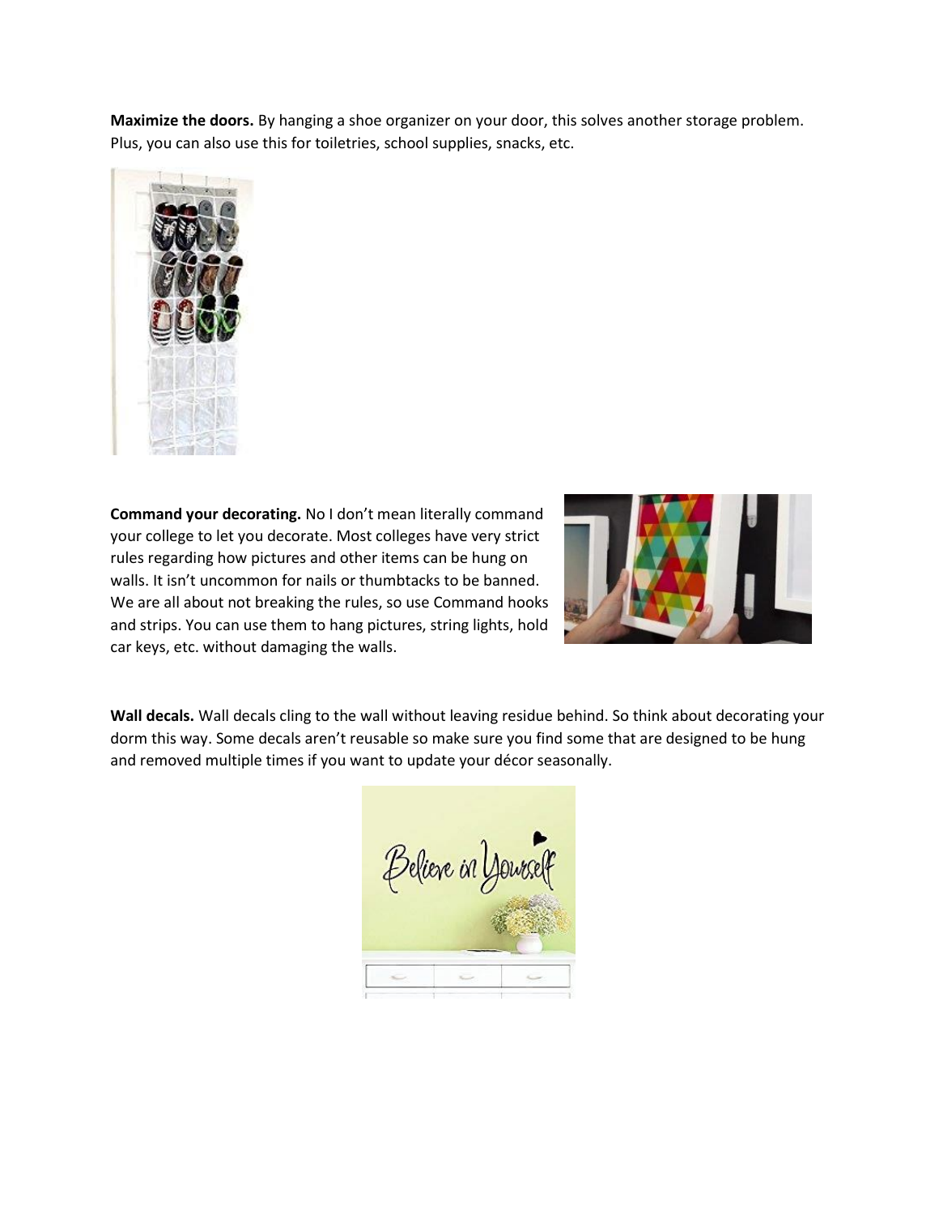**Maximize the doors.** By hanging a shoe organizer on your door, this solves another storage problem. Plus, you can also use this for toiletries, school supplies, snacks, etc.

**Command your decorating.** No I don't mean literally command your college to let you decorate. Most colleges have very strict rules regarding how pictures and other items can be hung on walls. It isn't uncommon for nails or thumbtacks to be banned. We are all about not breaking the rules, so use Command hooks and strips. You can use them to hang pictures, string lights, hold car keys, etc. without damaging the walls.

**Wall decals.** Wall decals cling to the wall without leaving residue behind. So think about decorating your dorm this way. Some decals aren't reusable so make sure you find some that are designed to be hung and removed multiple times if you want to update your décor seasonally.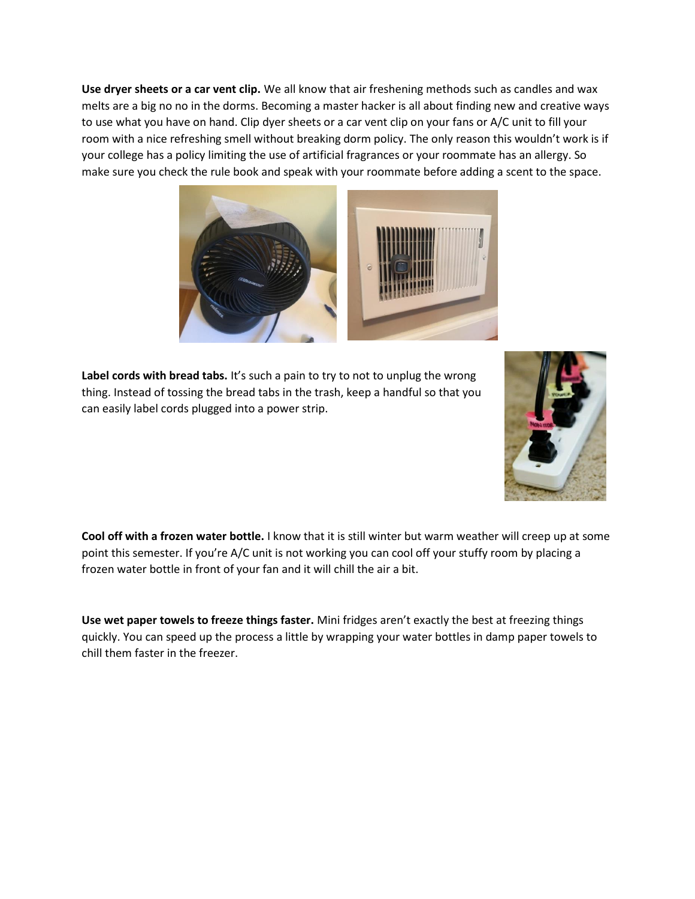**Use dryer sheets or a car vent clip.** We all know that air freshening methods such as candles and wax melts are a big no no in the dorms. Becoming a master hacker is all about finding new and creative ways to use what you have on hand. Clip dyer sheets or a car vent clip on your fans or A/C unit to fill your room with a nice refreshing smell without breaking dorm policy. The only reason this wouldn't work is if your college has a policy limiting the use of artificial fragrances or your roommate has an allergy. So make sure you check the rule book and speak with your roommate before adding a scent to the space.

**Label cords with bread tabs.** It's such a pain to try to not to unplug the wrong thing. Instead of tossing the bread tabs in the trash, keep a handful so that you can easily label cords plugged into a power strip.

**Cool off with a frozen water bottle.** I know that it is still winter but warm weather will creep up at some point this semester. If you're A/C unit is not working you can cool off your stuffy room by placing a frozen water bottle in front of your fan and it will chill the air a bit.

**Use wet paper towels to freeze things faster.** Mini fridges aren't exactly the best at freezing things quickly. You can speed up the process a little by wrapping your water bottles in damp paper towels to chill them faster in the freezer.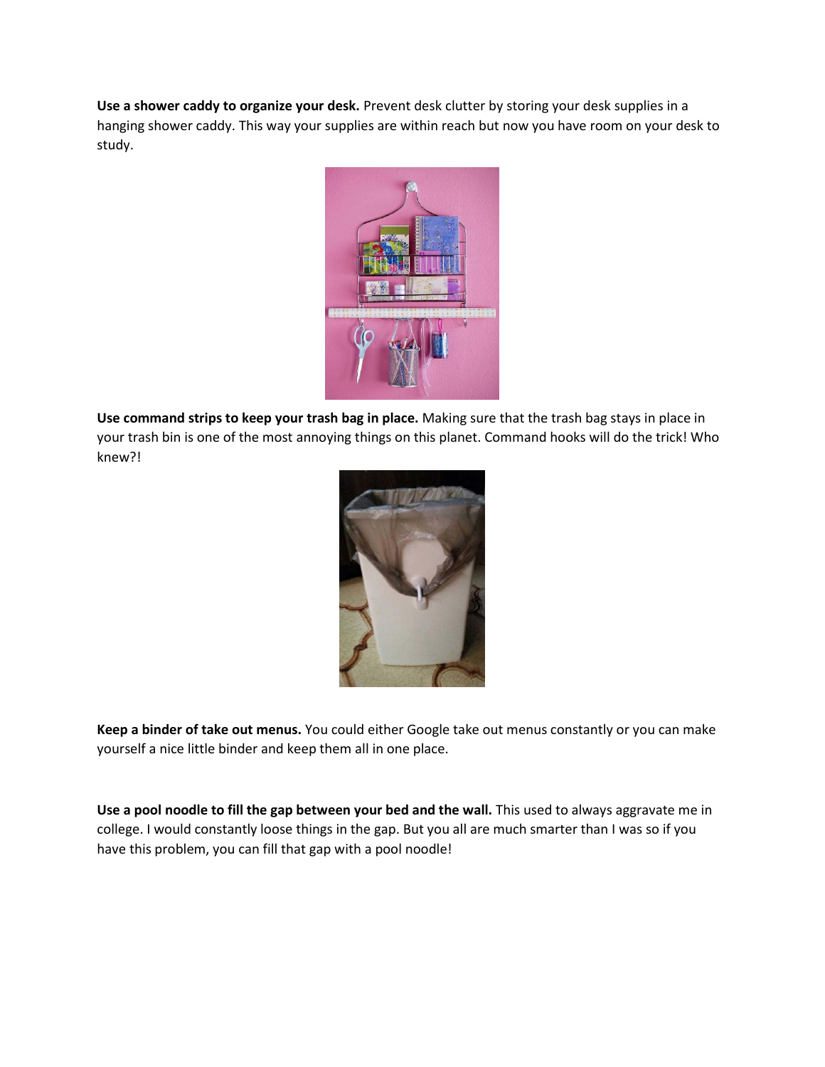**Use a shower caddy to organize your desk.** Prevent desk clutter by storing your desk supplies in a hanging shower caddy. This way your supplies are within reach but now you have room on your desk to study.

**Use command strips to keep your trash bag in place.** Making sure that the trash bag stays in place in your trash bin is one of the most annoying things on this planet. Command hooks will do the trick! Who knew?!

**Keep a binder of take out menus.** You could either Google take out menus constantly or you can make yourself a nice little binder and keep them all in one place.

**Use a pool noodle to fill the gap between your bed and the wall.** This used to always aggravate me in college. I would constantly loose things in the gap. But you all are much smarter than I was so if you have this problem, you can fill that gap with a pool noodle!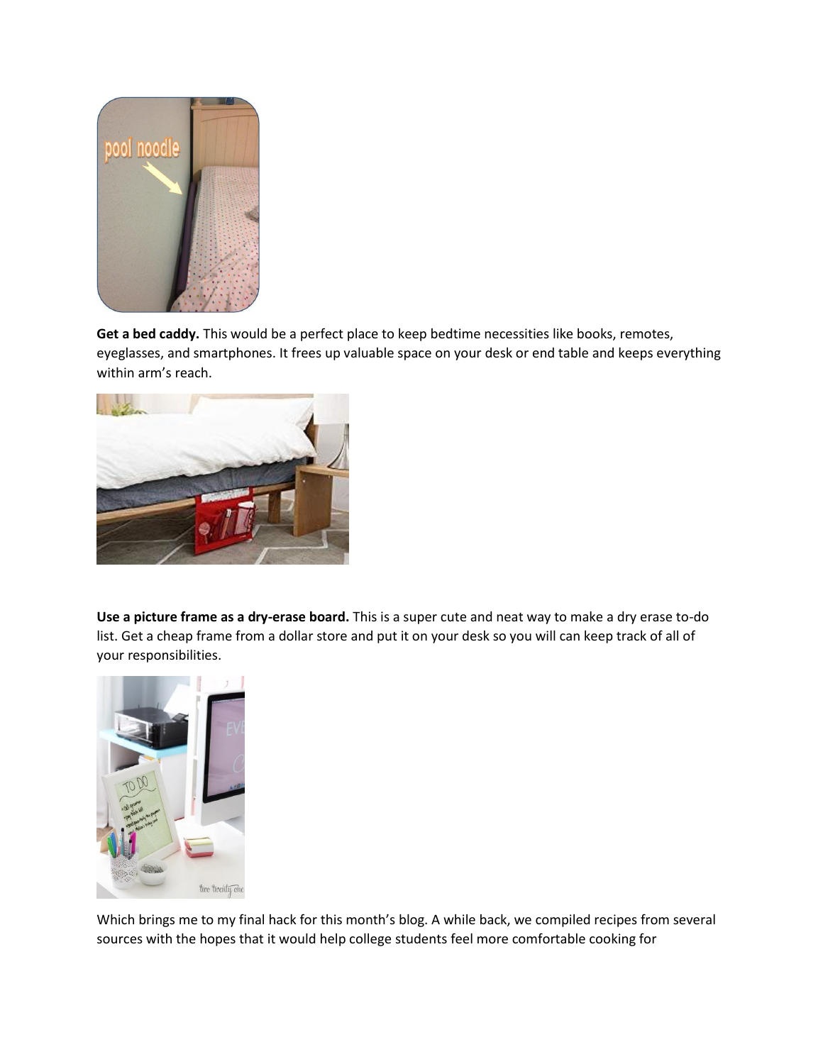**Get a bed caddy.** This would be a perfect place to keep bedtime necessities like books, remotes, eyeglasses, and smartphones. It frees up valuable space on your desk or end table and keeps everything within arm's reach.

**Use a picture frame as a dry-erase board.** This is a super cute and neat way to make a dry erase to-do list. Get a cheap frame from a dollar store and put it on your desk so you will can keep track of all of your responsibilities.

Which brings me to my final hack for this month's blog. A while back, we compiled recipes from several sources with the hopes that it would help college students feel more comfortable cooking for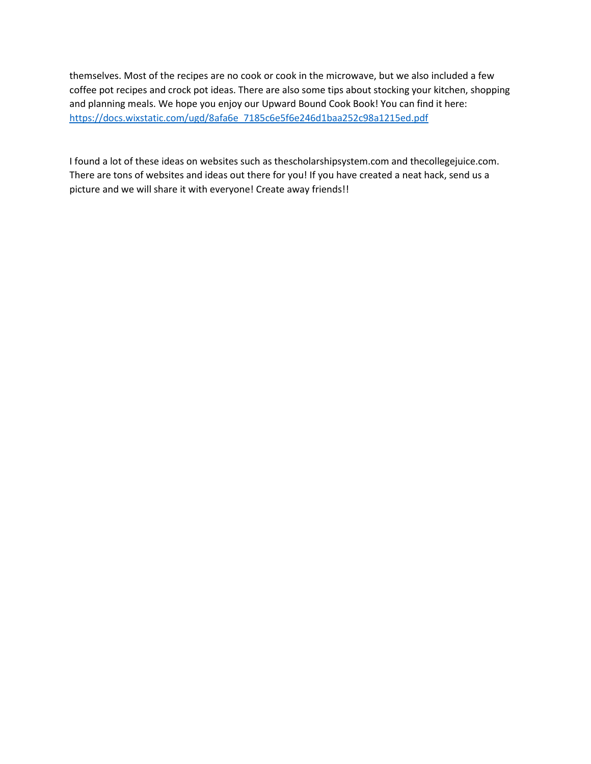themselves. Most of the recipes are no cook or cook in the microwave, but we also included a few coffee pot recipes and crock pot ideas. There are also some tips about stocking your kitchen, shopping and planning meals. We hope you enjoy our Upward Bound Cook Book! You can find it here: [https://docs.wixstatic.com/ugd/8afa6e_7185c6e5f6e246d1baa252c98a1215ed.pdf](https://docs.wixstatic.com/ugd/8afa6e_7185c6e5f6e246d1baa252c98a1215ed.pdf)

I found a lot of these ideas on websites such as thescholarshipsystem.com and thecollegejuice.com. There are tons of websites and ideas out there for you! If you have created a neat hack, send us a picture and we will share it with everyone! Create away friends!!